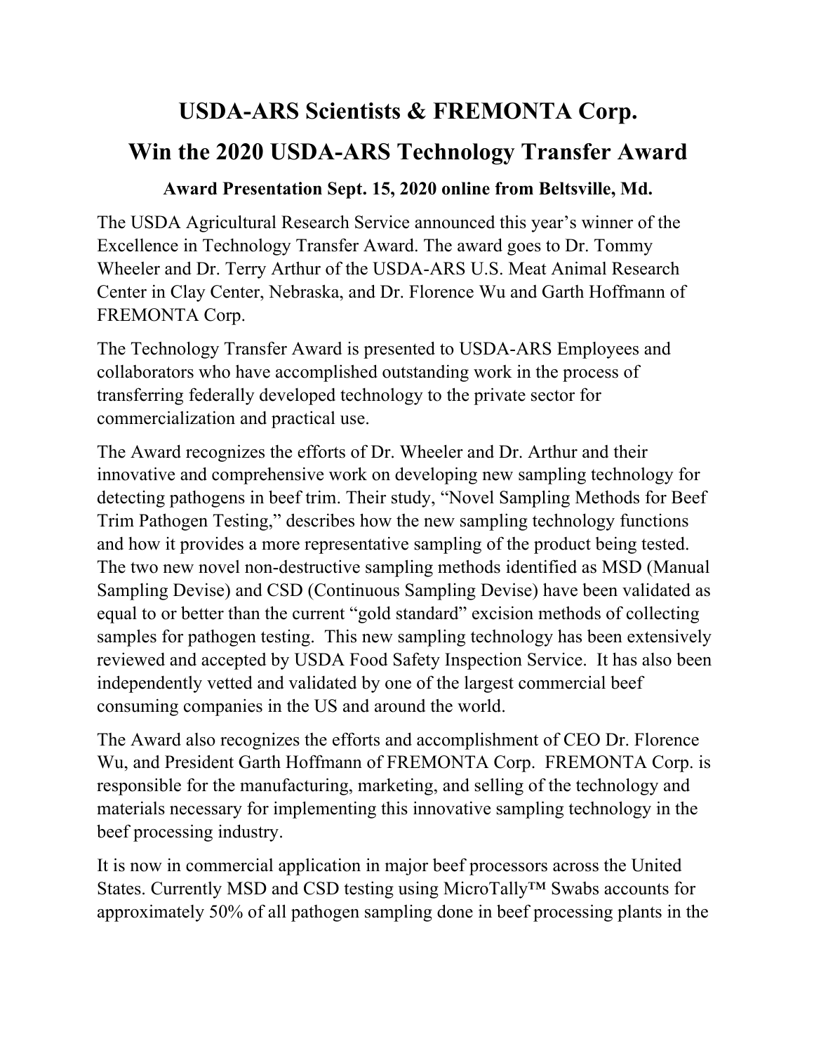# USDA-ARS Scientists & FREMONTA Corp. Win the 2020 USDA-ARS Technology Transfer Award

### Award Presentation Sept. 15, 2020 online from Beltsville, Md.

The USDA Agricultural Research Service announced this year's winner of the Excellence in Technology Transfer Award. The award goes to Dr. Tommy Wheeler and Dr. Terry Arthur of the USDA-ARS U.S. Meat Animal Research Center in Clay Center, Nebraska, and Dr. Florence Wu and Garth Hoffmann of FREMONTA Corp.

The Technology Transfer Award is presented to USDA-ARS Employees and collaborators who have accomplished outstanding work in the process of transferring federally developed technology to the private sector for commercialization and practical use.

The Award recognizes the efforts of Dr. Wheeler and Dr. Arthur and their innovative and comprehensive work on developing new sampling technology for detecting pathogens in beef trim. Their study, "Novel Sampling Methods for Beef Trim Pathogen Testing," describes how the new sampling technology functions and how it provides a more representative sampling of the product being tested. The two new novel non-destructive sampling methods identified as MSD (Manual Sampling Devise) and CSD (Continuous Sampling Devise) have been validated as equal to or better than the current "gold standard" excision methods of collecting samples for pathogen testing. This new sampling technology has been extensively reviewed and accepted by USDA Food Safety Inspection Service. It has also been independently vetted and validated by one of the largest commercial beef consuming companies in the US and around the world.

The Award also recognizes the efforts and accomplishment of CEO Dr. Florence Wu, and President Garth Hoffmann of FREMONTA Corp. FREMONTA Corp. is responsible for the manufacturing, marketing, and selling of the technology and materials necessary for implementing this innovative sampling technology in the beef processing industry.

It is now in commercial application in major beef processors across the United States. Currently MSD and CSD testing using MicroTally™ Swabs accounts for approximately 50% of all pathogen sampling done in beef processing plants in the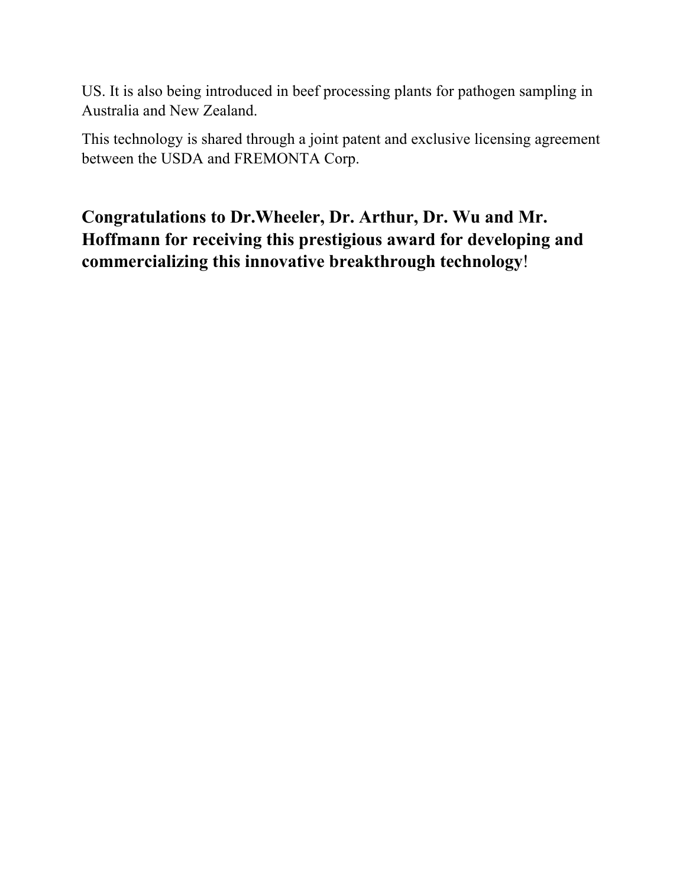US. It is also being introduced in beef processing plants for pathogen sampling in Australia and New Zealand.

This technology is shared through a joint patent and exclusive licensing agreement between the USDA and FREMONTA Corp.

**Congratulations to Dr.Wheeler, Dr. Arthur, Dr. Wu and Mr. Hoffmann for receiving this prestigious award for developing and commercializing this innovative breakthrough technology**!